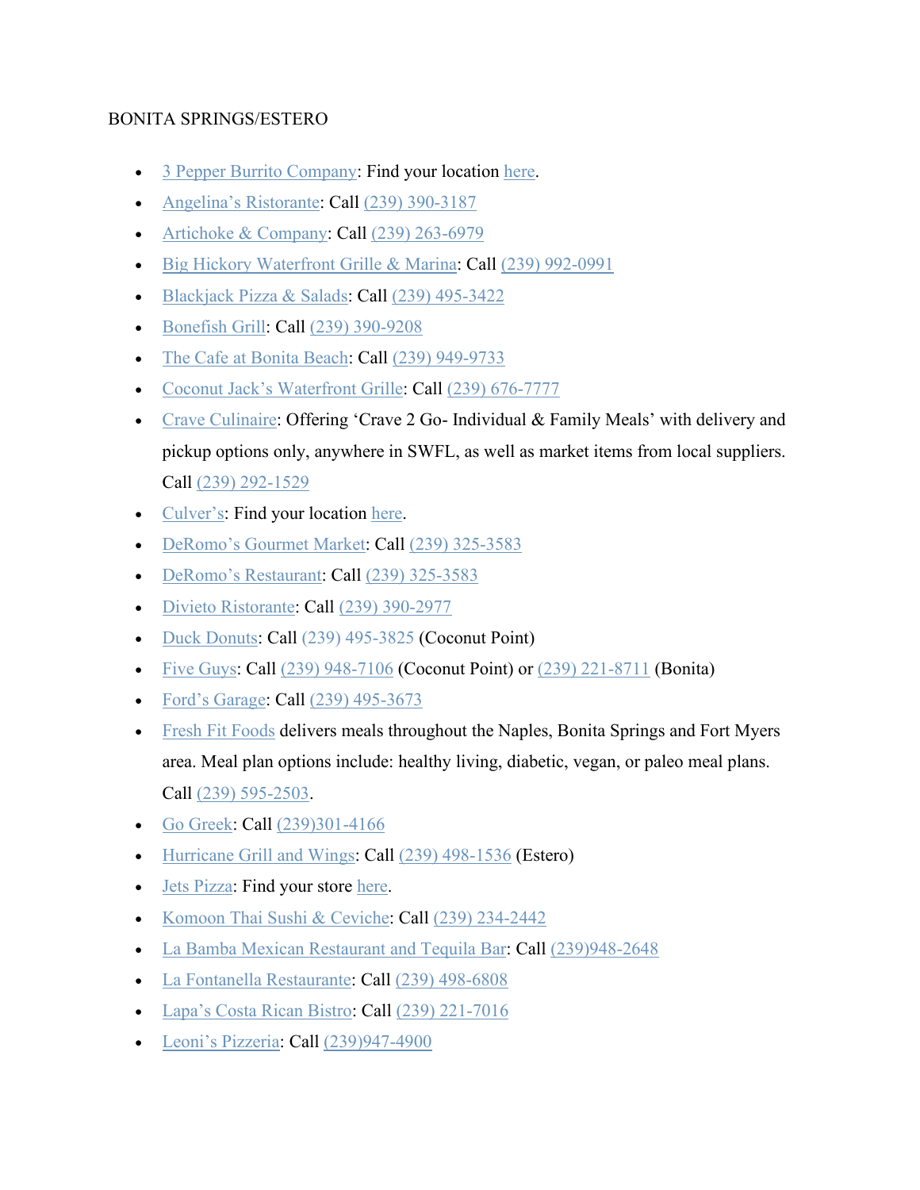BONITA SPRINGS/ESTERO

- 3 Pepper Burrito Company: Find your location here.
- Angelina's Ristorante: Call (239) 390-3187
- Artichoke & Company: Call (239) 263-6979
- Big Hickory Waterfront Grille & Marina: Call (239) 992-0991
- Blackjack Pizza & Salads: Call (239) 495-3422
- Bonefish Grill: Call (239) 390-9208
- The Cafe at Bonita Beach: Call (239) 949-9733
- Coconut Jack's Waterfront Grille: Call (239) 676-7777
- Crave Culinaire: Offering 'Crave 2 Go- Individual & Family Meals' with delivery and pickup options only, anywhere in SWFL, as well as market items from local suppliers. Call (239) 292-1529
- Culver's: Find your location here.
- DeRomo's Gourmet Market: Call (239) 325-3583
- DeRomo's Restaurant: Call (239) 325-3583
- Divieto Ristorante: Call (239) 390-2977
- Duck Donuts: Call (239) 495-3825 (Coconut Point)
- Five Guys: Call (239) 948-7106 (Coconut Point) or (239) 221-8711 (Bonita)
- Ford's Garage: Call (239) 495-3673
- Fresh Fit Foods delivers meals throughout the Naples, Bonita Springs and Fort Myers area. Meal plan options include: healthy living, diabetic, vegan, or paleo meal plans. Call (239) 595-2503.
- Go Greek: Call (239)301-4166
- Hurricane Grill and Wings: Call (239) 498-1536 (Estero)
- Jets Pizza: Find your store here.
- Komoon Thai Sushi & Ceviche: Call (239) 234-2442
- La Bamba Mexican Restaurant and Tequila Bar: Call (239)948-2648
- La Fontanella Restaurante: Call (239) 498-6808
- Lapa's Costa Rican Bistro: Call (239) 221-7016
- Leoni's Pizzeria: Call (239)947-4900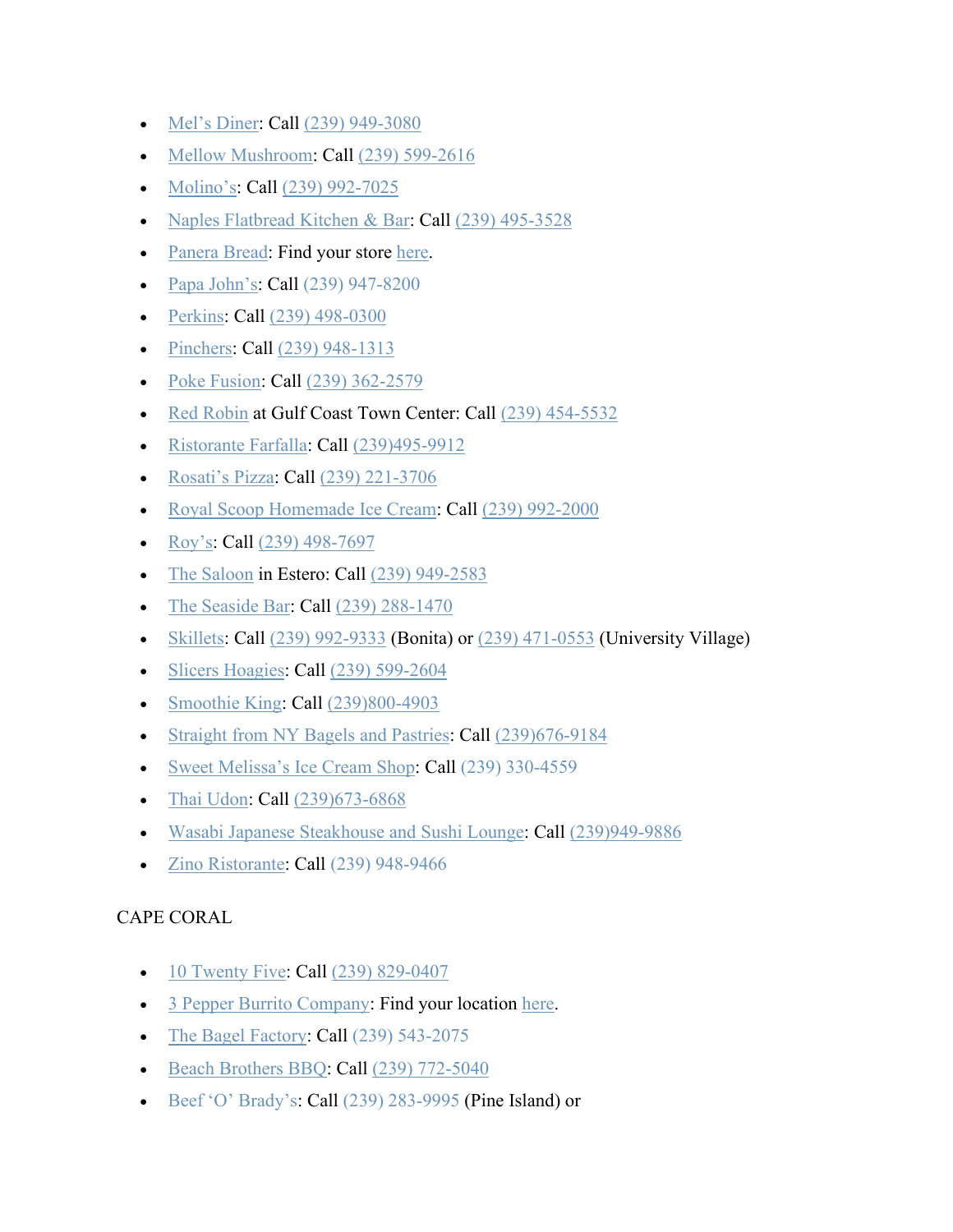- Mel's Diner: Call (239) 949-3080
- Mellow Mushroom: Call (239) 599-2616
- Molino's: Call (239) 992-7025
- Naples Flatbread Kitchen & Bar: Call (239) 495-3528
- Panera Bread: Find your store here.
- Papa John's: Call (239) 947-8200
- Perkins: Call (239) 498-0300
- Pinchers: Call (239) 948-1313
- Poke Fusion: Call (239) 362-2579
- Red Robin at Gulf Coast Town Center: Call (239) 454-5532
- Ristorante Farfalla: Call (239)495-9912
- Rosati's Pizza: Call (239) 221-3706
- Royal Scoop Homemade Ice Cream: Call (239) 992-2000
- Roy's: Call (239) 498-7697
- The Saloon in Estero: Call (239) 949-2583
- The Seaside Bar: Call (239) 288-1470
- Skillets: Call (239) 992-9333 (Bonita) or (239) 471-0553 (University Village)
- Slicers Hoagies: Call (239) 599-2604
- Smoothie King: Call (239)800-4903
- Straight from NY Bagels and Pastries: Call (239)676-9184
- Sweet Melissa's Ice Cream Shop: Call (239) 330-4559
- Thai Udon: Call (239)673-6868
- Wasabi Japanese Steakhouse and Sushi Lounge: Call (239)949-9886
- Zino Ristorante: Call (239) 948-9466

CAPE CORAL

- 10 Twenty Five: Call (239) 829-0407
- 3 Pepper Burrito Company: Find your location here.
- The Bagel Factory: Call (239) 543-2075
- Beach Brothers BBQ: Call (239) 772-5040
- Beef 'O' Brady's: Call (239) 283-9995 (Pine Island) or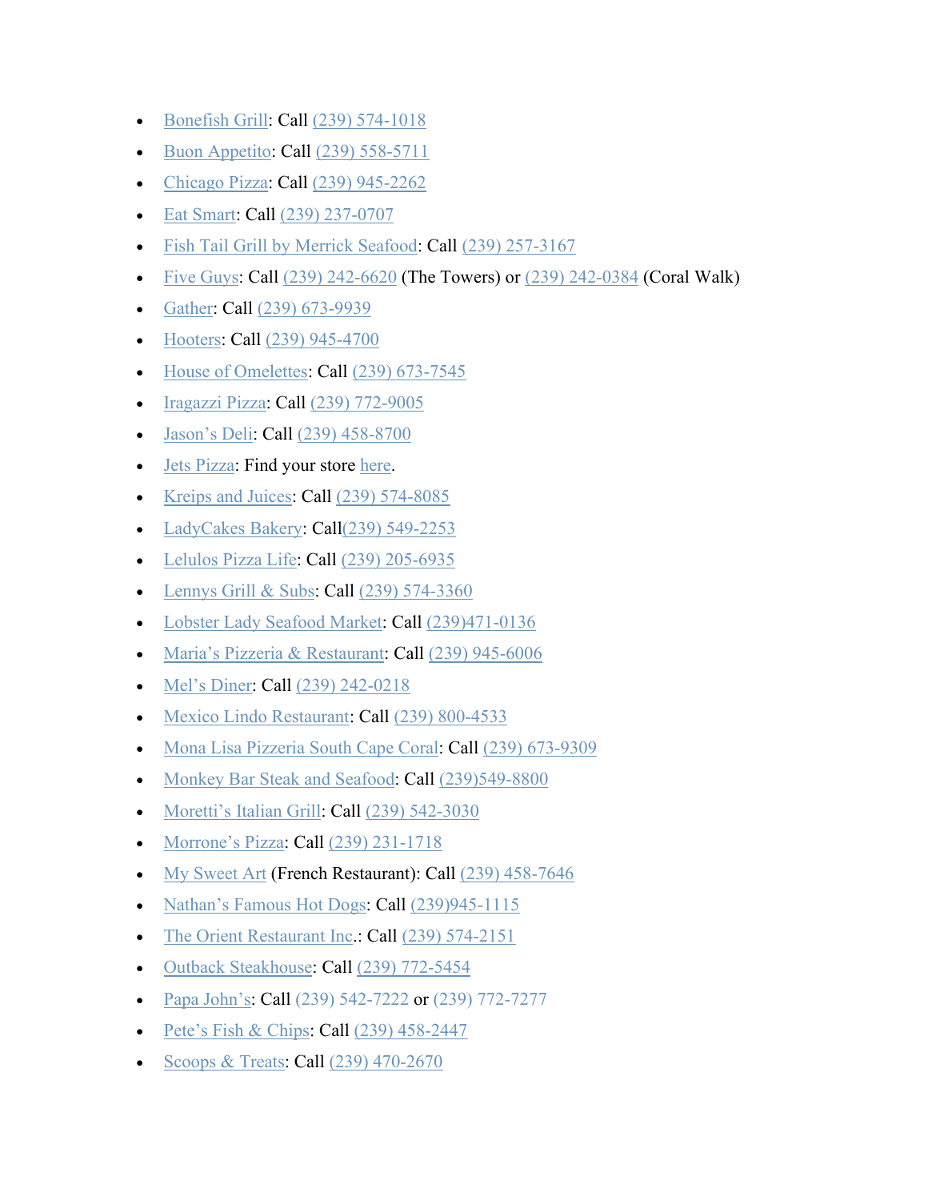- Bonefish Grill: Call (239) 574-1018
- Buon Appetito: Call (239) 558-5711
- Chicago Pizza: Call (239) 945-2262
- Eat Smart: Call (239) 237-0707
- Fish Tail Grill by Merrick Seafood: Call (239) 257-3167
- Five Guys: Call (239) 242-6620 (The Towers) or (239) 242-0384 (Coral Walk)
- Gather: Call (239) 673-9939
- Hooters: Call (239) 945-4700
- House of Omelettes: Call (239) 673-7545
- Iragazzi Pizza: Call (239) 772-9005
- Jason's Deli: Call (239) 458-8700
- Jets Pizza: Find your store here.
- Kreips and Juices: Call (239) 574-8085
- LadyCakes Bakery: Call(239) 549-2253
- Lelulos Pizza Life: Call (239) 205-6935
- Lennys Grill & Subs: Call (239) 574-3360
- Lobster Lady Seafood Market: Call (239)471-0136
- Maria's Pizzeria & Restaurant: Call (239) 945-6006
- Mel's Diner: Call (239) 242-0218
- Mexico Lindo Restaurant: Call (239) 800-4533
- Mona Lisa Pizzeria South Cape Coral: Call (239) 673-9309
- Monkey Bar Steak and Seafood: Call (239)549-8800
- Moretti's Italian Grill: Call (239) 542-3030
- Morrone's Pizza: Call (239) 231-1718
- My Sweet Art (French Restaurant): Call (239) 458-7646
- Nathan's Famous Hot Dogs: Call (239)945-1115
- The Orient Restaurant Inc.: Call (239) 574-2151
- Outback Steakhouse: Call (239) 772-5454
- Papa John's: Call (239) 542-7222 or (239) 772-7277
- Pete's Fish & Chips: Call (239) 458-2447
- Scoops & Treats: Call (239) 470-2670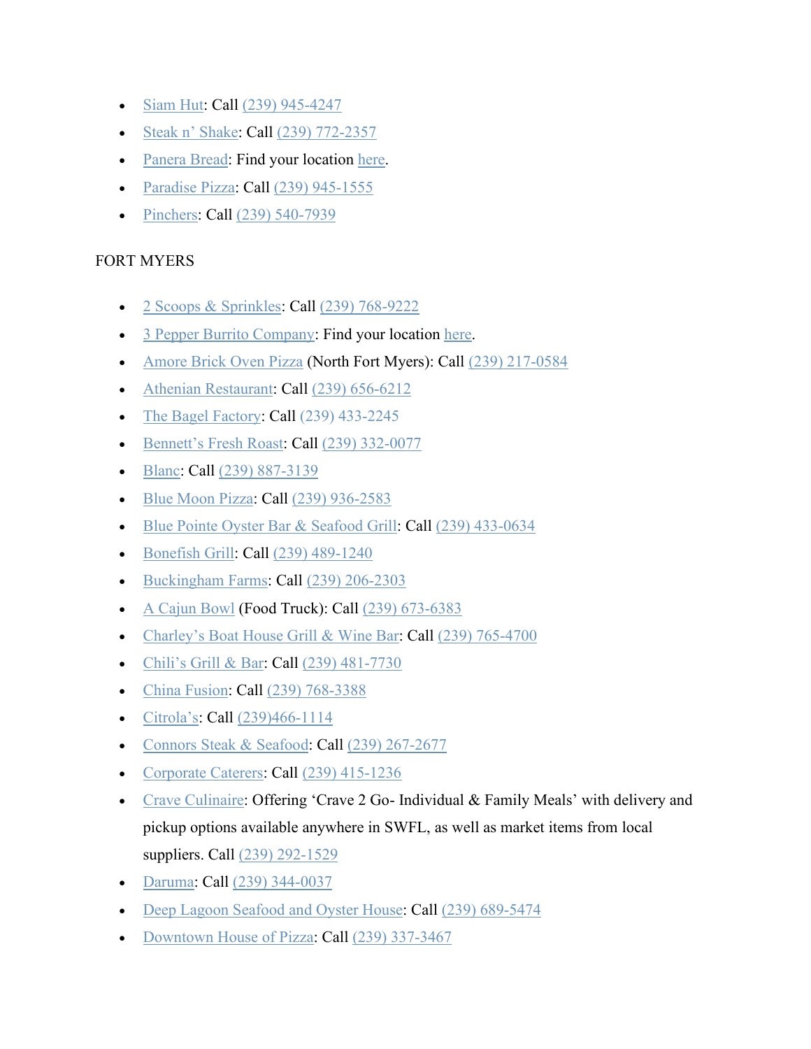- Siam Hut: Call (239) 945-4247
- Steak n' Shake: Call (239) 772-2357
- Panera Bread: Find your location here.
- Paradise Pizza: Call (239) 945-1555
- Pinchers: Call (239) 540-7939

FORT MYERS

- 2 Scoops & Sprinkles: Call (239) 768-9222
- 3 Pepper Burrito Company: Find your location here.
- Amore Brick Oven Pizza (North Fort Myers): Call (239) 217-0584
- Athenian Restaurant: Call (239) 656-6212
- The Bagel Factory: Call (239) 433-2245
- Bennett's Fresh Roast: Call (239) 332-0077
- Blanc: Call (239) 887-3139
- Blue Moon Pizza: Call (239) 936-2583
- Blue Pointe Oyster Bar & Seafood Grill: Call (239) 433-0634
- Bonefish Grill: Call (239) 489-1240
- Buckingham Farms: Call (239) 206-2303
- A Cajun Bowl (Food Truck): Call (239) 673-6383
- Charley's Boat House Grill & Wine Bar: Call (239) 765-4700
- Chili's Grill & Bar: Call (239) 481-7730
- China Fusion: Call (239) 768-3388
- Citrola's: Call (239)466-1114
- Connors Steak & Seafood: Call (239) 267-2677
- Corporate Caterers: Call (239) 415-1236
- Crave Culinaire: Offering 'Crave 2 Go- Individual & Family Meals' with delivery and pickup options available anywhere in SWFL, as well as market items from local suppliers. Call (239) 292-1529
- Daruma: Call (239) 344-0037
- Deep Lagoon Seafood and Oyster House: Call (239) 689-5474
- Downtown House of Pizza: Call (239) 337-3467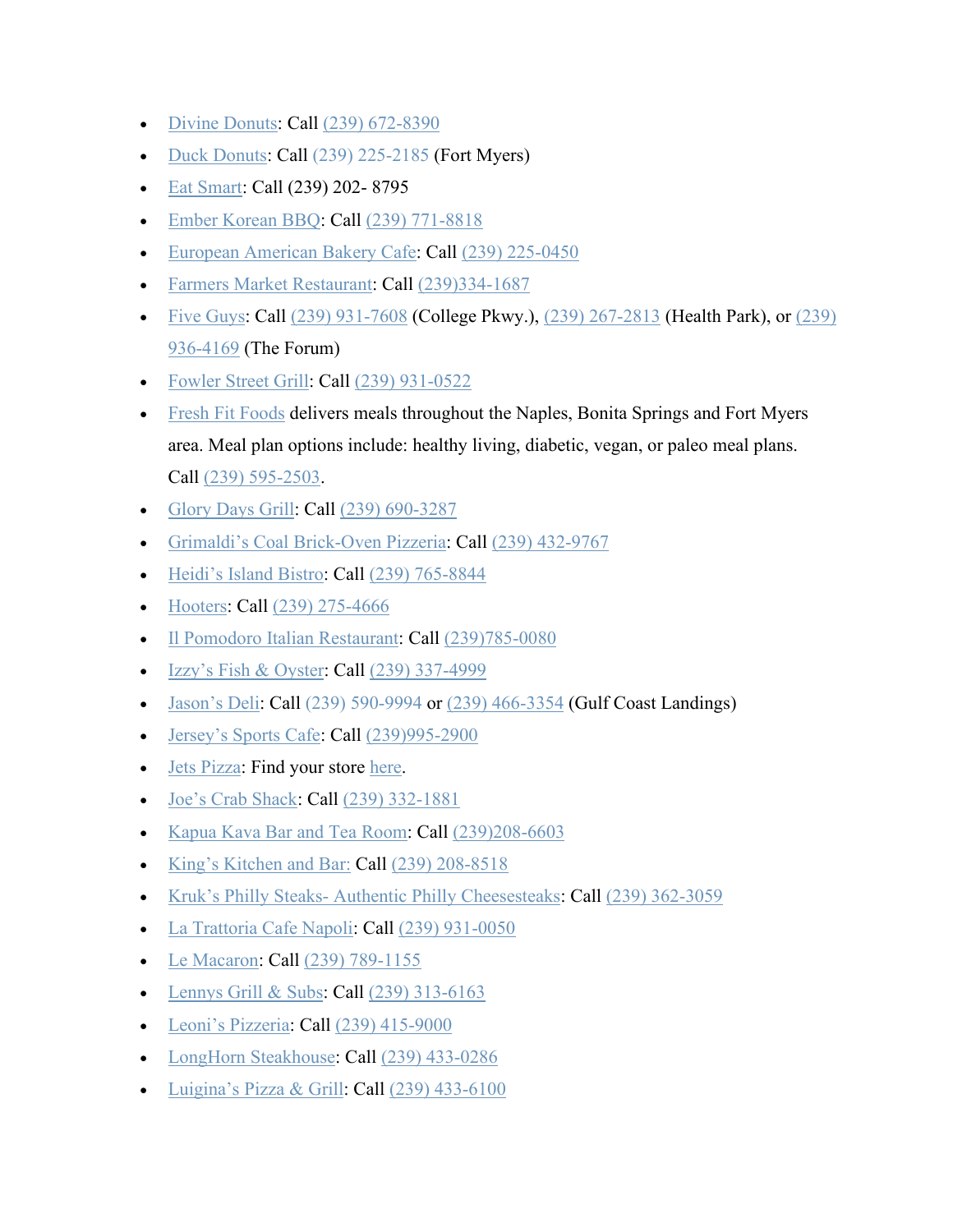- Divine Donuts: Call (239) 672-8390
- Duck Donuts: Call (239) 225-2185 (Fort Myers)
- Eat Smart: Call (239) 202- 8795
- Ember Korean BBQ: Call (239) 771-8818
- European American Bakery Cafe: Call (239) 225-0450
- Farmers Market Restaurant: Call (239)334-1687
- Five Guys: Call (239) 931-7608 (College Pkwy.), (239) 267-2813 (Health Park), or (239) 936-4169 (The Forum)
- Fowler Street Grill: Call (239) 931-0522
- Fresh Fit Foods delivers meals throughout the Naples, Bonita Springs and Fort Myers area. Meal plan options include: healthy living, diabetic, vegan, or paleo meal plans. Call (239) 595-2503.
- Glory Days Grill: Call (239) 690-3287
- Grimaldi's Coal Brick-Oven Pizzeria: Call (239) 432-9767
- Heidi's Island Bistro: Call (239) 765-8844
- Hooters: Call (239) 275-4666
- Il Pomodoro Italian Restaurant: Call (239)785-0080
- Izzy's Fish & Oyster: Call (239) 337-4999
- Jason's Deli: Call (239) 590-9994 or (239) 466-3354 (Gulf Coast Landings)
- Jersey's Sports Cafe: Call (239)995-2900
- Jets Pizza: Find your store here.
- Joe's Crab Shack: Call (239) 332-1881
- Kapua Kava Bar and Tea Room: Call (239)208-6603
- King's Kitchen and Bar: Call (239) 208-8518
- Kruk's Philly Steaks- Authentic Philly Cheesesteaks: Call (239) 362-3059
- La Trattoria Cafe Napoli: Call (239) 931-0050
- Le Macaron: Call (239) 789-1155
- Lennys Grill & Subs: Call (239) 313-6163
- Leoni's Pizzeria: Call (239) 415-9000
- LongHorn Steakhouse: Call (239) 433-0286
- Luigina's Pizza & Grill: Call (239) 433-6100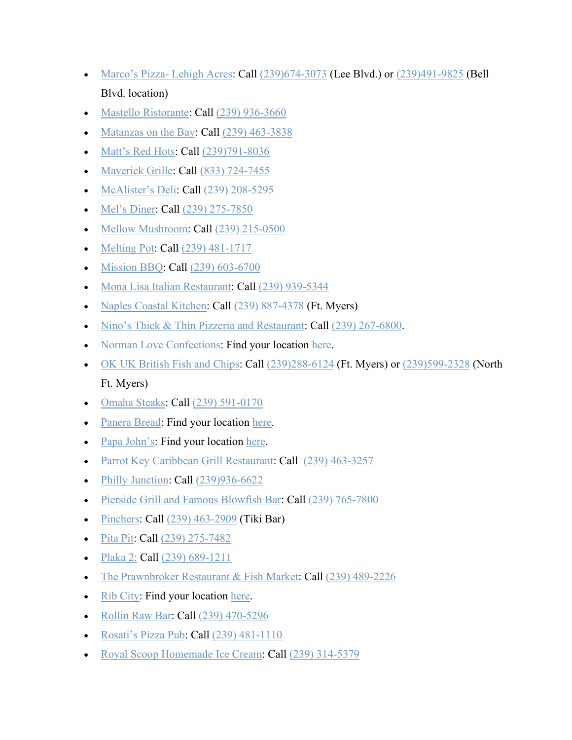- Marco's Pizza- Lehigh Acres: Call (239)674-3073 (Lee Blvd.) or (239)491-9825 (Bell Blvd. location)
- Mastello Ristorante: Call (239) 936-3660
- Matanzas on the Bay: Call (239) 463-3838
- Matt's Red Hots: Call (239)791-8036
- Maverick Grille: Call (833) 724-7455
- McAlister's Deli: Call (239) 208-5295
- Mel's Diner: Call (239) 275-7850
- Mellow Mushroom: Call (239) 215-0500
- Melting Pot: Call (239) 481-1717
- Mission BBQ: Call (239) 603-6700
- Mona Lisa Italian Restaurant: Call (239) 939-5344
- Naples Coastal Kitchen: Call (239) 887-4378 (Ft. Myers)
- Nino's Thick & Thin Pizzeria and Restaurant: Call (239) 267-6800.
- Norman Love Confections: Find your location here.
- OK UK British Fish and Chips: Call (239)288-6124 (Ft. Myers) or (239)599-2328 (North Ft. Myers)
- Omaha Steaks: Call (239) 591-0170
- Panera Bread: Find your location here.
- Papa John's: Find your location here.
- Parrot Key Caribbean Grill Restaurant: Call (239) 463-3257
- Philly Junction: Call (239)936-6622
- Pierside Grill and Famous Blowfish Bar: Call (239) 765-7800
- Pinchers: Call (239) 463-2909 (Tiki Bar)
- Pita Pit: Call (239) 275-7482
- Plaka 2: Call (239) 689-1211
- The Prawnbroker Restaurant & Fish Market: Call (239) 489-2226
- Rib City: Find your location here.
- Rollin Raw Bar: Call (239) 470-5296
- Rosati's Pizza Pub: Call (239) 481-1110
- Royal Scoop Homemade Ice Cream: Call (239) 314-5379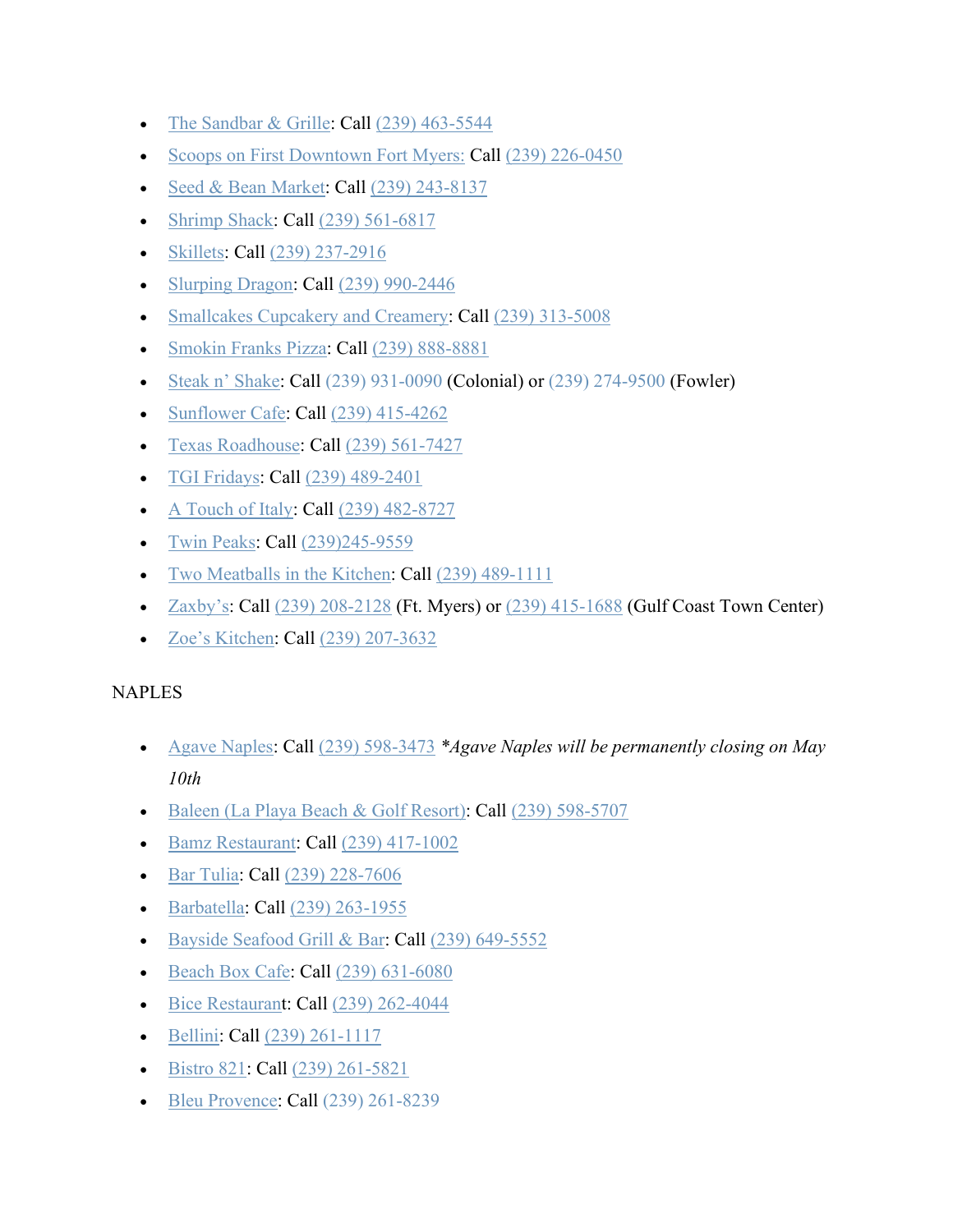- The Sandbar & Grille: Call (239) 463-5544
- Scoops on First Downtown Fort Myers: Call (239) 226-0450
- Seed & Bean Market: Call (239) 243-8137
- Shrimp Shack: Call (239) 561-6817
- Skillets: Call (239) 237-2916
- Slurping Dragon: Call (239) 990-2446
- Smallcakes Cupcakery and Creamery: Call (239) 313-5008
- Smokin Franks Pizza: Call (239) 888-8881
- Steak n' Shake: Call (239) 931-0090 (Colonial) or (239) 274-9500 (Fowler)
- Sunflower Cafe: Call (239) 415-4262
- Texas Roadhouse: Call (239) 561-7427
- TGI Fridays: Call (239) 489-2401
- A Touch of Italy: Call (239) 482-8727
- Twin Peaks: Call (239)245-9559
- Two Meatballs in the Kitchen: Call (239) 489-1111
- Zaxby's: Call (239) 208-2128 (Ft. Myers) or (239) 415-1688 (Gulf Coast Town Center)
- Zoe's Kitchen: Call (239) 207-3632

NAPLES

- Agave Naples: Call (239) 598-3473 **Agave Naples will be permanently closing on May 10th*
- Baleen (La Playa Beach & Golf Resort): Call (239) 598-5707
- Bamz Restaurant: Call (239) 417-1002
- Bar Tulia: Call (239) 228-7606
- Barbatella: Call (239) 263-1955
- Bayside Seafood Grill & Bar: Call (239) 649-5552
- Beach Box Cafe: Call (239) 631-6080
- Bice Restaurant: Call (239) 262-4044
- Bellini: Call (239) 261-1117
- Bistro 821: Call (239) 261-5821
- Bleu Provence: Call (239) 261-8239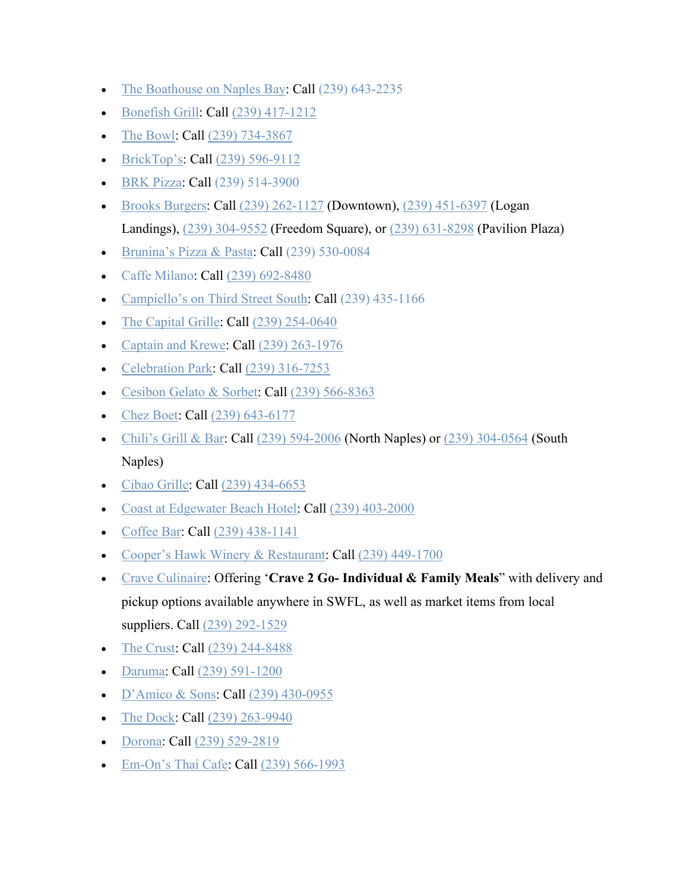- The Boathouse on Naples Bay: Call (239) 643-2235
- Bonefish Grill: Call (239) 417-1212
- The Bowl: Call (239) 734-3867
- BrickTop's: Call (239) 596-9112
- BRK Pizza: Call (239) 514-3900
- Brooks Burgers: Call (239) 262-1127 (Downtown), (239) 451-6397 (Logan Landings), (239) 304-9552 (Freedom Square), or (239) 631-8298 (Pavilion Plaza)
- Brunina's Pizza & Pasta: Call (239) 530-0084
- Caffe Milano: Call (239) 692-8480
- Campiello's on Third Street South: Call (239) 435-1166
- The Capital Grille: Call (239) 254-0640
- Captain and Krewe: Call (239) 263-1976
- Celebration Park: Call (239) 316-7253
- Cesibon Gelato & Sorbet: Call (239) 566-8363
- Chez Boet: Call (239) 643-6177
- Chili's Grill & Bar: Call (239) 594-2006 (North Naples) or (239) 304-0564 (South Naples)
- Cibao Grille: Call (239) 434-6653
- Coast at Edgewater Beach Hotel: Call (239) 403-2000
- Coffee Bar: Call (239) 438-1141
- Cooper's Hawk Winery & Restaurant: Call (239) 449-1700
- Crave Culinaire: Offering '**Crave 2 Go- Individual & Family Meals**" with delivery and pickup options available anywhere in SWFL, as well as market items from local suppliers. Call (239) 292-1529
- The Crust: Call (239) 244-8488
- Daruma: Call (239) 591-1200
- D'Amico & Sons: Call (239) 430-0955
- The Dock: Call (239) 263-9940
- Dorona: Call (239) 529-2819
- Em-On's Thai Cafe: Call (239) 566-1993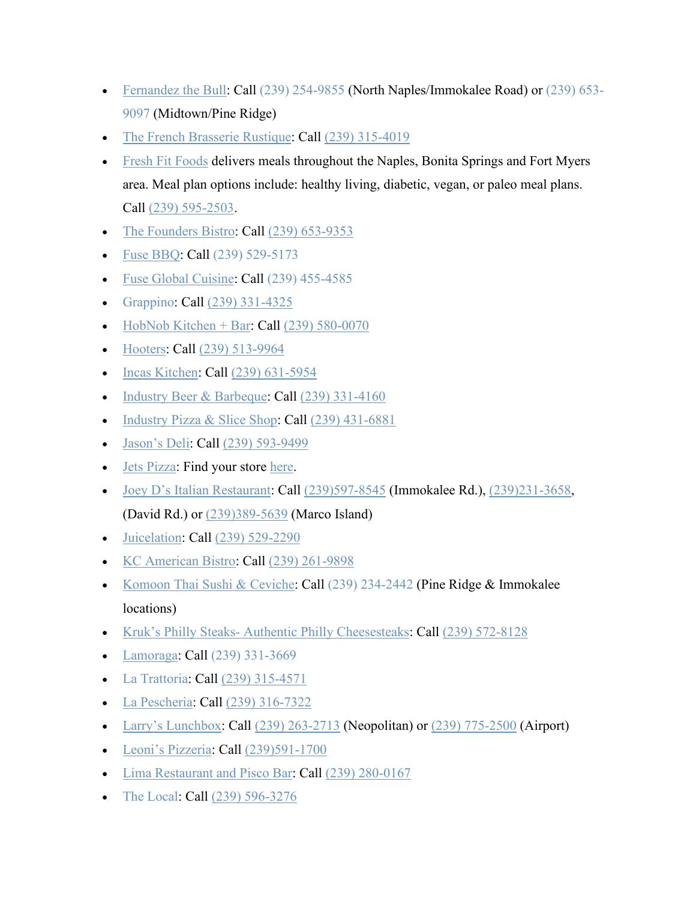- Fernandez the Bull: Call (239) 254-9855 (North Naples/Immokalee Road) or (239) 653-9097 (Midtown/Pine Ridge)
- The French Brasserie Rustique: Call (239) 315-4019
- Fresh Fit Foods delivers meals throughout the Naples, Bonita Springs and Fort Myers area. Meal plan options include: healthy living, diabetic, vegan, or paleo meal plans. Call (239) 595-2503.
- The Founders Bistro: Call (239) 653-9353
- Fuse BBQ: Call (239) 529-5173
- Fuse Global Cuisine: Call (239) 455-4585
- Grappino: Call (239) 331-4325
- HobNob Kitchen + Bar: Call (239) 580-0070
- Hooters: Call (239) 513-9964
- Incas Kitchen: Call (239) 631-5954
- Industry Beer & Barbeque: Call (239) 331-4160
- Industry Pizza & Slice Shop: Call (239) 431-6881
- Jason's Deli: Call (239) 593-9499
- Jets Pizza: Find your store here.
- Joey D's Italian Restaurant: Call (239)597-8545 (Immokalee Rd.), (239)231-3658, (David Rd.) or (239)389-5639 (Marco Island)
- Juicelation: Call (239) 529-2290
- KC American Bistro: Call (239) 261-9898
- Komoon Thai Sushi & Ceviche: Call (239) 234-2442 (Pine Ridge & Immokalee locations)
- Kruk's Philly Steaks- Authentic Philly Cheesesteaks: Call (239) 572-8128
- Lamoraga: Call (239) 331-3669
- La Trattoria: Call (239) 315-4571
- La Pescheria: Call (239) 316-7322
- Larry's Lunchbox: Call (239) 263-2713 (Neopolitan) or (239) 775-2500 (Airport)
- Leoni's Pizzeria: Call (239)591-1700
- Lima Restaurant and Pisco Bar: Call (239) 280-0167
- The Local: Call (239) 596-3276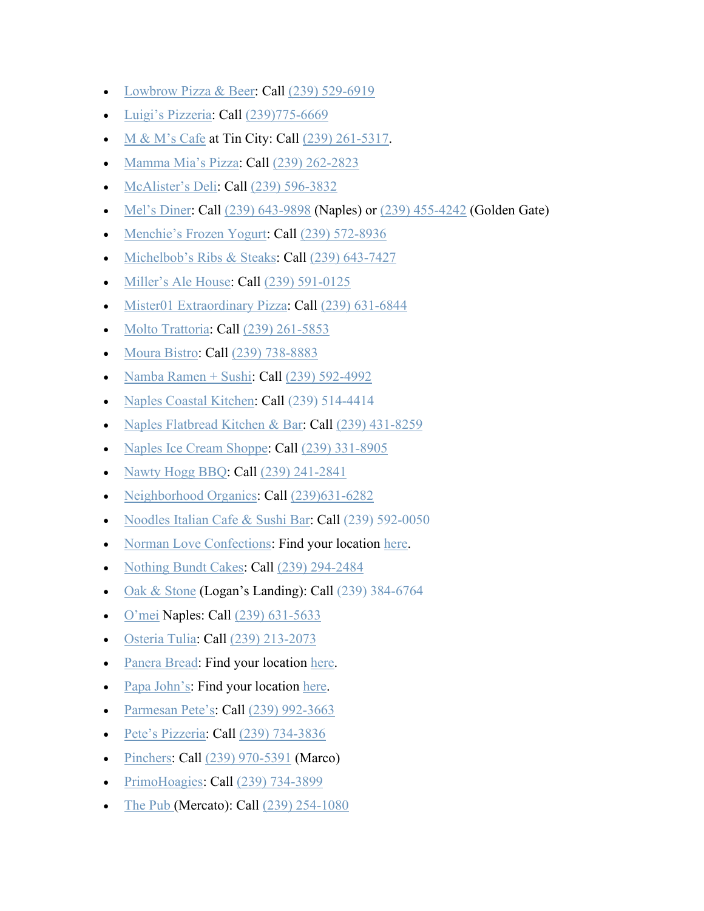- Lowbrow Pizza & Beer: Call (239) 529-6919
- Luigi's Pizzeria: Call (239)775-6669
- M & M's Cafe at Tin City: Call (239) 261-5317.
- Mamma Mia's Pizza: Call (239) 262-2823
- McAlister's Deli: Call (239) 596-3832
- Mel's Diner: Call (239) 643-9898 (Naples) or (239) 455-4242 (Golden Gate)
- Menchie's Frozen Yogurt: Call (239) 572-8936
- Michelbob's Ribs & Steaks: Call (239) 643-7427
- Miller's Ale House: Call (239) 591-0125
- Mister01 Extraordinary Pizza: Call (239) 631-6844
- Molto Trattoria: Call (239) 261-5853
- Moura Bistro: Call (239) 738-8883
- Namba Ramen + Sushi: Call (239) 592-4992
- Naples Coastal Kitchen: Call (239) 514-4414
- Naples Flatbread Kitchen & Bar: Call (239) 431-8259
- Naples Ice Cream Shoppe: Call (239) 331-8905
- Nawty Hogg BBQ: Call (239) 241-2841
- Neighborhood Organics: Call (239)631-6282
- Noodles Italian Cafe & Sushi Bar: Call (239) 592-0050
- Norman Love Confections: Find your location here.
- Nothing Bundt Cakes: Call (239) 294-2484
- Oak & Stone (Logan's Landing): Call (239) 384-6764
- O'mei Naples: Call (239) 631-5633
- Osteria Tulia: Call (239) 213-2073
- Panera Bread: Find your location here.
- Papa John's: Find your location here.
- Parmesan Pete's: Call (239) 992-3663
- Pete's Pizzeria: Call (239) 734-3836
- Pinchers: Call (239) 970-5391 (Marco)
- PrimoHoagies: Call (239) 734-3899
- The Pub (Mercato): Call (239) 254-1080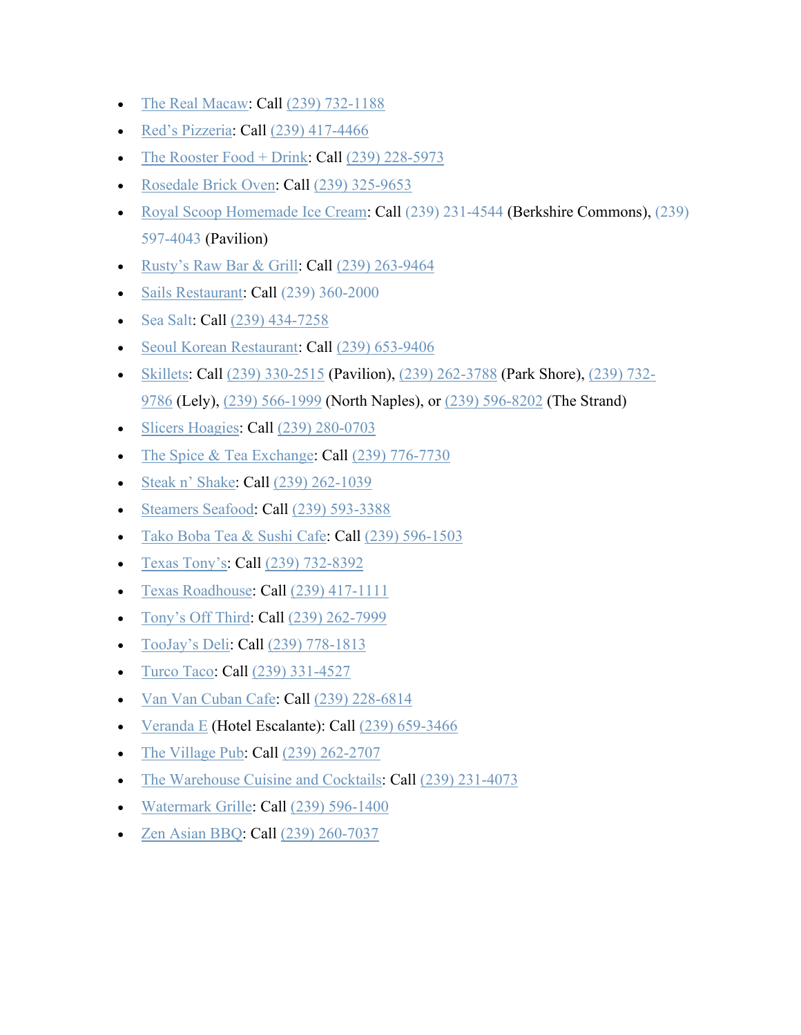- The Real Macaw: Call (239) 732-1188
- Red's Pizzeria: Call (239) 417-4466
- The Rooster Food + Drink: Call (239) 228-5973
- Rosedale Brick Oven: Call (239) 325-9653
- Royal Scoop Homemade Ice Cream: Call (239) 231-4544 (Berkshire Commons), (239) 597-4043 (Pavilion)
- Rusty's Raw Bar & Grill: Call (239) 263-9464
- Sails Restaurant: Call (239) 360-2000
- Sea Salt: Call (239) 434-7258
- Seoul Korean Restaurant: Call (239) 653-9406
- Skillets: Call (239) 330-2515 (Pavilion), (239) 262-3788 (Park Shore), (239) 732-9786 (Lely), (239) 566-1999 (North Naples), or (239) 596-8202 (The Strand)
- Slicers Hoagies: Call (239) 280-0703
- The Spice & Tea Exchange: Call (239) 776-7730
- Steak n' Shake: Call (239) 262-1039
- Steamers Seafood: Call (239) 593-3388
- Tako Boba Tea & Sushi Cafe: Call (239) 596-1503
- Texas Tony's: Call (239) 732-8392
- Texas Roadhouse: Call (239) 417-1111
- Tony's Off Third: Call (239) 262-7999
- TooJay's Deli: Call (239) 778-1813
- Turco Taco: Call (239) 331-4527
- Van Van Cuban Cafe: Call (239) 228-6814
- Veranda E (Hotel Escalante): Call (239) 659-3466
- The Village Pub: Call (239) 262-2707
- The Warehouse Cuisine and Cocktails: Call (239) 231-4073
- Watermark Grille: Call (239) 596-1400
- Zen Asian BBQ: Call (239) 260-7037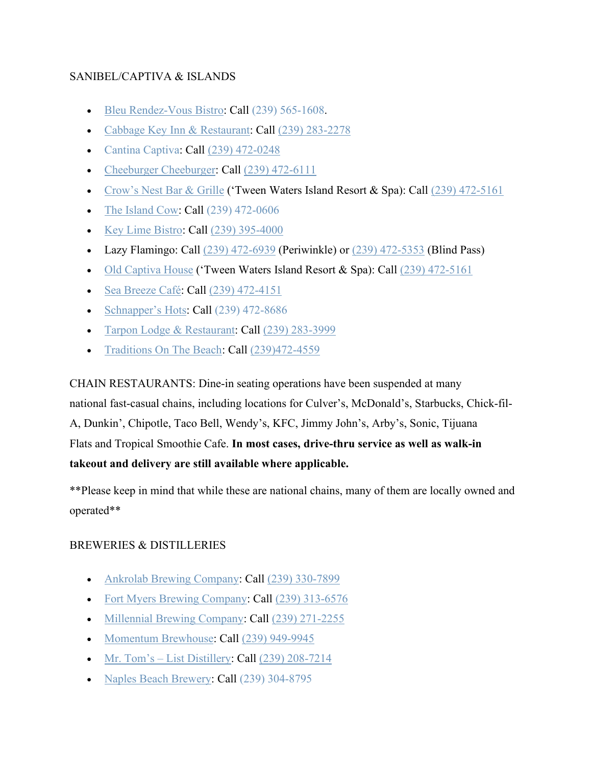SANIBEL/CAPTIVA & ISLANDS

- Bleu Rendez-Vous Bistro: Call (239) 565-1608.
- Cabbage Key Inn & Restaurant: Call (239) 283-2278
- Cantina Captiva: Call (239) 472-0248
- Cheeburger Cheeburger: Call (239) 472-6111
- Crow's Nest Bar & Grille ('Tween Waters Island Resort & Spa): Call (239) 472-5161
- The Island Cow: Call (239) 472-0606
- Key Lime Bistro: Call (239) 395-4000
- Lazy Flamingo: Call (239) 472-6939 (Periwinkle) or (239) 472-5353 (Blind Pass)
- Old Captiva House ('Tween Waters Island Resort & Spa): Call (239) 472-5161
- Sea Breeze Café: Call (239) 472-4151
- Schnapper's Hots: Call (239) 472-8686
- Tarpon Lodge & Restaurant: Call (239) 283-3999
- Traditions On The Beach: Call (239)472-4559

CHAIN RESTAURANTS: Dine-in seating operations have been suspended at many national fast-casual chains, including locations for Culver's, McDonald's, Starbucks, Chick-fil-A, Dunkin', Chipotle, Taco Bell, Wendy's, KFC, Jimmy John's, Arby's, Sonic, Tijuana Flats and Tropical Smoothie Cafe. **In most cases, drive-thru service as well as walk-in takeout and delivery are still available where applicable.**

**Please keep in mind that while these are national chains, many of them are locally owned and operated**

BREWERIES & DISTILLERIES

- Ankrolab Brewing Company: Call (239) 330-7899
- Fort Myers Brewing Company: Call (239) 313-6576
- Millennial Brewing Company: Call (239) 271-2255
- Momentum Brewhouse: Call (239) 949-9945
- Mr. Tom's – List Distillery: Call (239) 208-7214
- Naples Beach Brewery: Call (239) 304-8795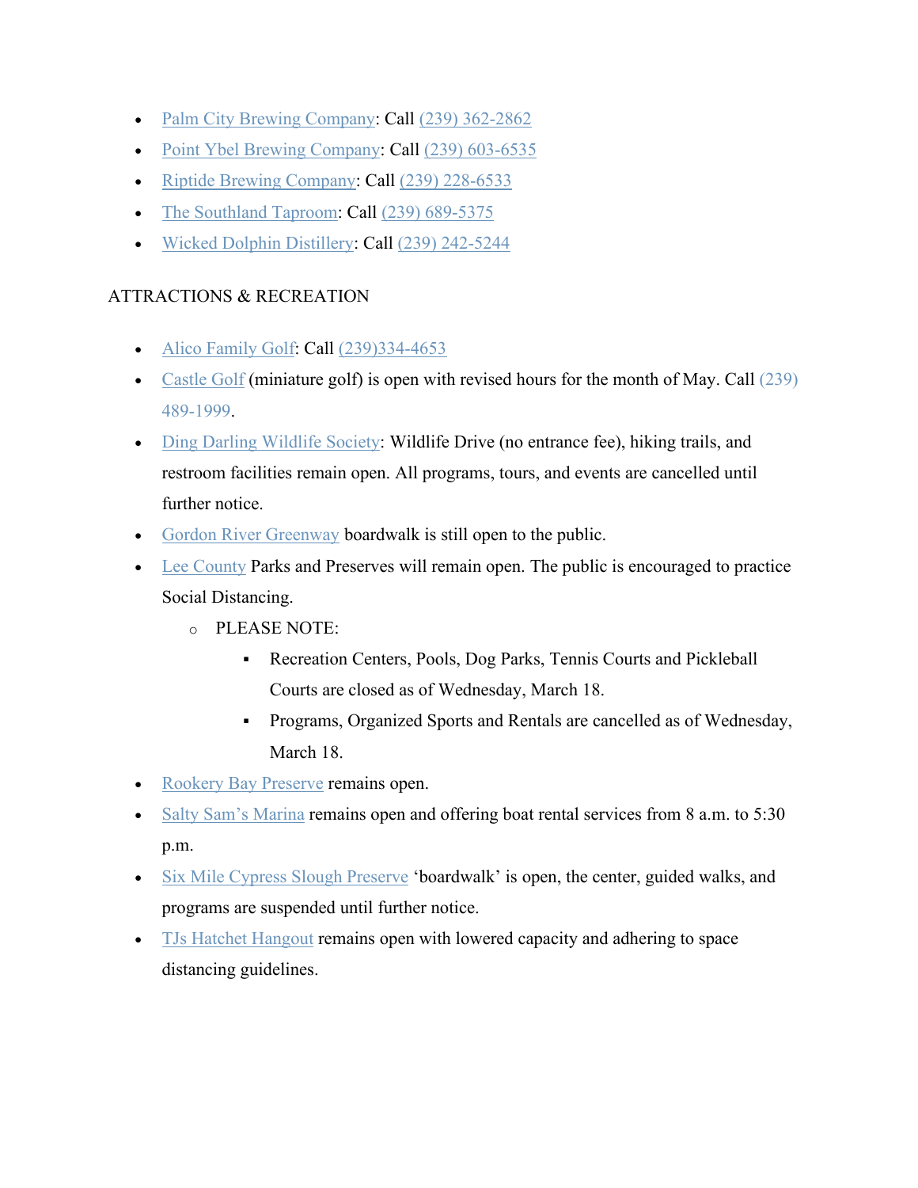- Palm City Brewing Company: Call (239) 362-2862
- Point Ybel Brewing Company: Call (239) 603-6535
- Riptide Brewing Company: Call (239) 228-6533
- The Southland Taproom: Call (239) 689-5375
- Wicked Dolphin Distillery: Call (239) 242-5244

## ATTRACTIONS & RECREATION

- Alico Family Golf: Call (239)334-4653
- Castle Golf (miniature golf) is open with revised hours for the month of May. Call (239) 489-1999.
- Ding Darling Wildlife Society: Wildlife Drive (no entrance fee), hiking trails, and restroom facilities remain open. All programs, tours, and events are cancelled until further notice.
- Gordon River Greenway boardwalk is still open to the public.
- Lee County Parks and Preserves will remain open. The public is encouraged to practice Social Distancing.
  - PLEASE NOTE:
    - Recreation Centers, Pools, Dog Parks, Tennis Courts and Pickleball Courts are closed as of Wednesday, March 18.
    - Programs, Organized Sports and Rentals are cancelled as of Wednesday, March 18.
- Rookery Bay Preserve remains open.
- Salty Sam's Marina remains open and offering boat rental services from 8 a.m. to 5:30 p.m.
- Six Mile Cypress Slough Preserve 'boardwalk' is open, the center, guided walks, and programs are suspended until further notice.
- TJs Hatchet Hangout remains open with lowered capacity and adhering to space distancing guidelines.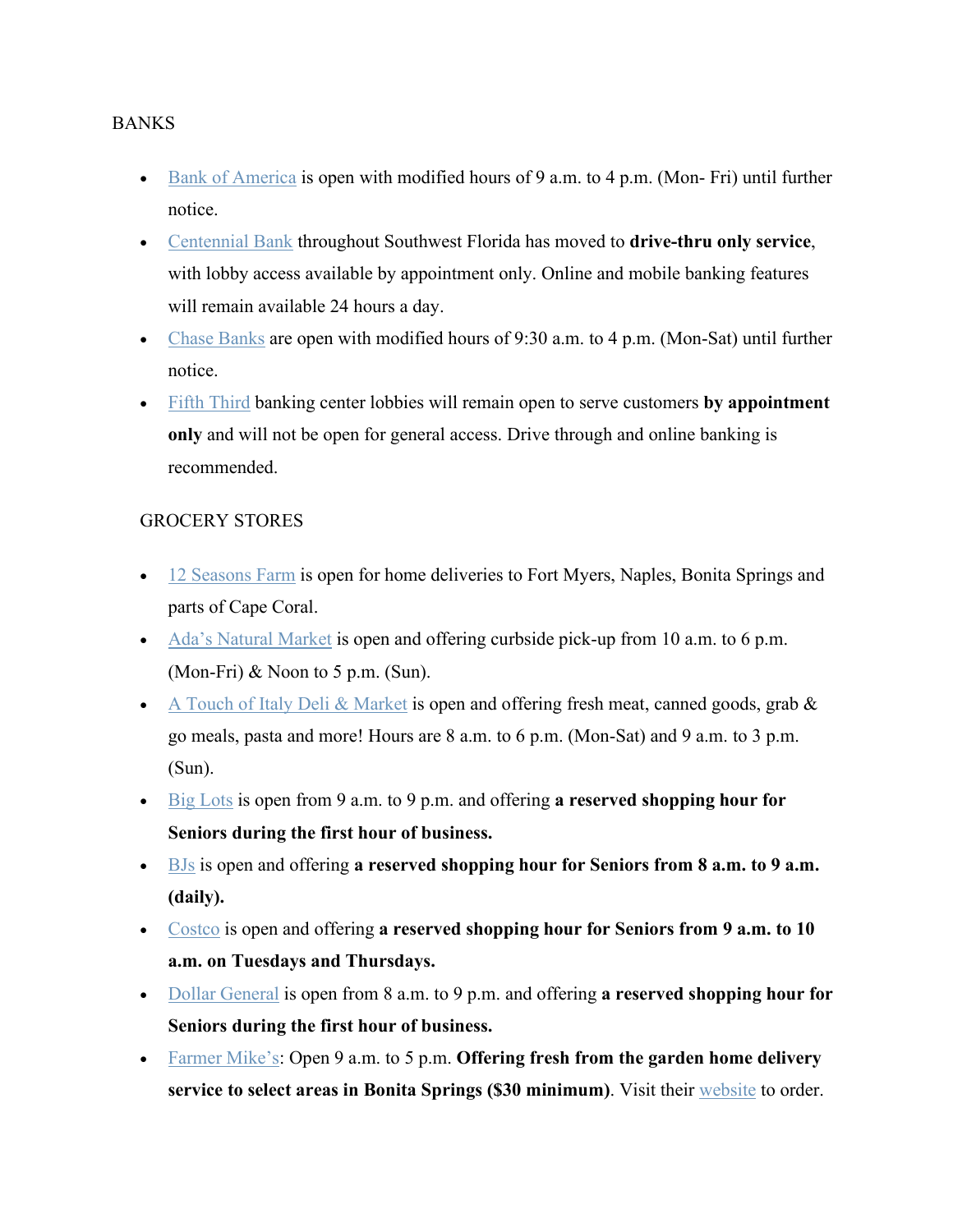## BANKS

- Bank of America is open with modified hours of 9 a.m. to 4 p.m. (Mon- Fri) until further notice.
- Centennial Bank throughout Southwest Florida has moved to **drive-thru only service**, with lobby access available by appointment only. Online and mobile banking features will remain available 24 hours a day.
- Chase Banks are open with modified hours of 9:30 a.m. to 4 p.m. (Mon-Sat) until further notice.
- Fifth Third banking center lobbies will remain open to serve customers **by appointment only** and will not be open for general access. Drive through and online banking is recommended.

## GROCERY STORES

- 12 Seasons Farm is open for home deliveries to Fort Myers, Naples, Bonita Springs and parts of Cape Coral.
- Ada's Natural Market is open and offering curbside pick-up from 10 a.m. to 6 p.m. (Mon-Fri) & Noon to 5 p.m. (Sun).
- A Touch of Italy Deli & Market is open and offering fresh meat, canned goods, grab & go meals, pasta and more! Hours are 8 a.m. to 6 p.m. (Mon-Sat) and 9 a.m. to 3 p.m. (Sun).
- Big Lots is open from 9 a.m. to 9 p.m. and offering **a reserved shopping hour for Seniors during the first hour of business.**
- BJs is open and offering **a reserved shopping hour for Seniors from 8 a.m. to 9 a.m. (daily).**
- Costco is open and offering **a reserved shopping hour for Seniors from 9 a.m. to 10 a.m. on Tuesdays and Thursdays.**
- Dollar General is open from 8 a.m. to 9 p.m. and offering **a reserved shopping hour for Seniors during the first hour of business.**
- Farmer Mike's: Open 9 a.m. to 5 p.m. **Offering fresh from the garden home delivery service to select areas in Bonita Springs ($30 minimum)**. Visit their website to order.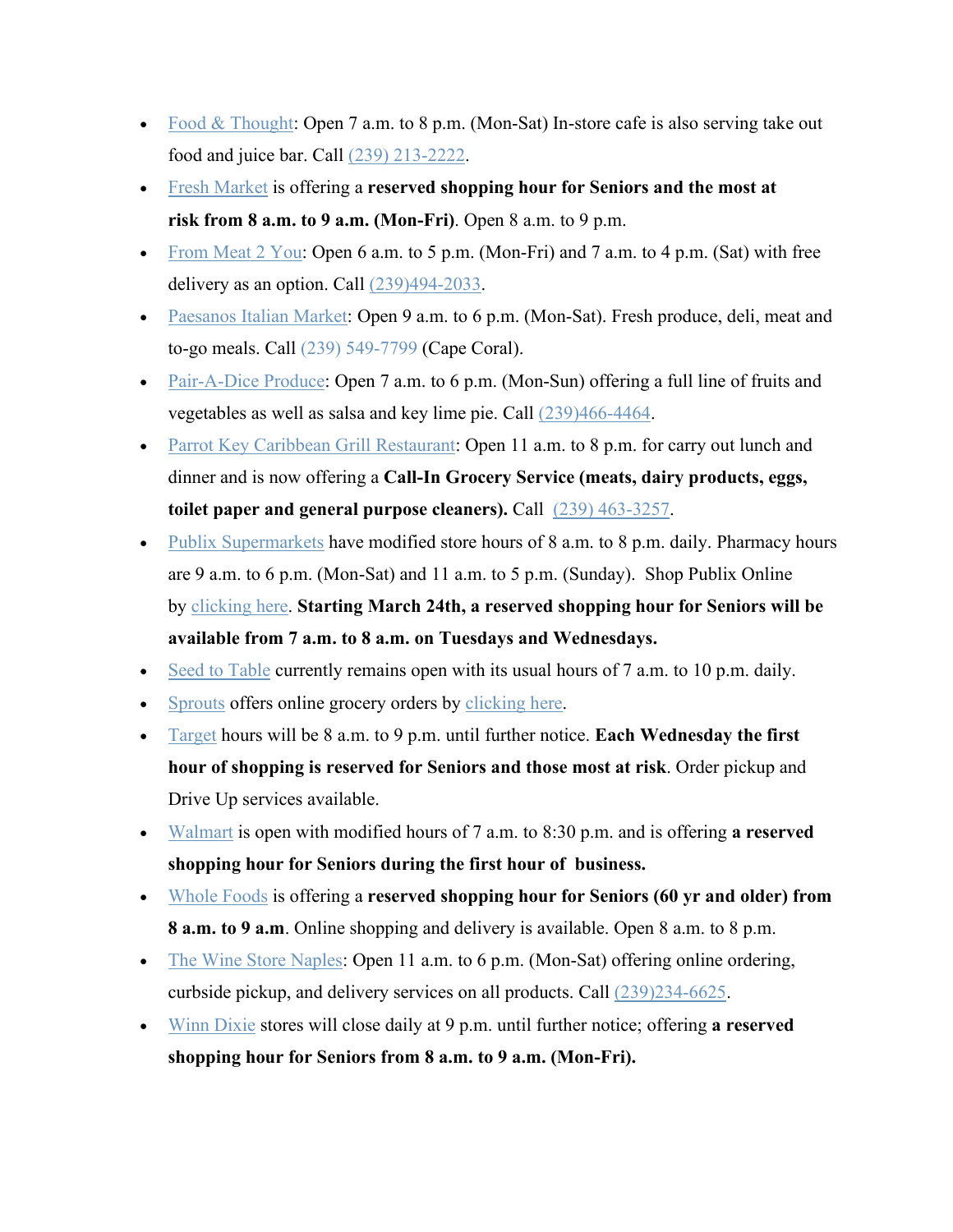- Food & Thought: Open 7 a.m. to 8 p.m. (Mon-Sat) In-store cafe is also serving take out food and juice bar. Call (239) 213-2222.
- Fresh Market is offering a **reserved shopping hour for Seniors and the most at risk from 8 a.m. to 9 a.m. (Mon-Fri)**. Open 8 a.m. to 9 p.m.
- From Meat 2 You: Open 6 a.m. to 5 p.m. (Mon-Fri) and 7 a.m. to 4 p.m. (Sat) with free delivery as an option. Call (239)494-2033.
- Paesanos Italian Market: Open 9 a.m. to 6 p.m. (Mon-Sat). Fresh produce, deli, meat and to-go meals. Call (239) 549-7799 (Cape Coral).
- Pair-A-Dice Produce: Open 7 a.m. to 6 p.m. (Mon-Sun) offering a full line of fruits and vegetables as well as salsa and key lime pie. Call (239)466-4464.
- Parrot Key Caribbean Grill Restaurant: Open 11 a.m. to 8 p.m. for carry out lunch and dinner and is now offering a **Call-In Grocery Service (meats, dairy products, eggs, toilet paper and general purpose cleaners).** Call (239) 463-3257.
- Publix Supermarkets have modified store hours of 8 a.m. to 8 p.m. daily. Pharmacy hours are 9 a.m. to 6 p.m. (Mon-Sat) and 11 a.m. to 5 p.m. (Sunday). Shop Publix Online by clicking here. **Starting March 24th, a reserved shopping hour for Seniors will be available from 7 a.m. to 8 a.m. on Tuesdays and Wednesdays.**
- Seed to Table currently remains open with its usual hours of 7 a.m. to 10 p.m. daily.
- Sprouts offers online grocery orders by clicking here.
- Target hours will be 8 a.m. to 9 p.m. until further notice. **Each Wednesday the first hour of shopping is reserved for Seniors and those most at risk**. Order pickup and Drive Up services available.
- Walmart is open with modified hours of 7 a.m. to 8:30 p.m. and is offering **a reserved shopping hour for Seniors during the first hour of business.**
- Whole Foods is offering a **reserved shopping hour for Seniors (60 yr and older) from 8 a.m. to 9 a.m**. Online shopping and delivery is available. Open 8 a.m. to 8 p.m.
- The Wine Store Naples: Open 11 a.m. to 6 p.m. (Mon-Sat) offering online ordering, curbside pickup, and delivery services on all products. Call (239)234-6625.
- Winn Dixie stores will close daily at 9 p.m. until further notice; offering **a reserved shopping hour for Seniors from 8 a.m. to 9 a.m. (Mon-Fri).**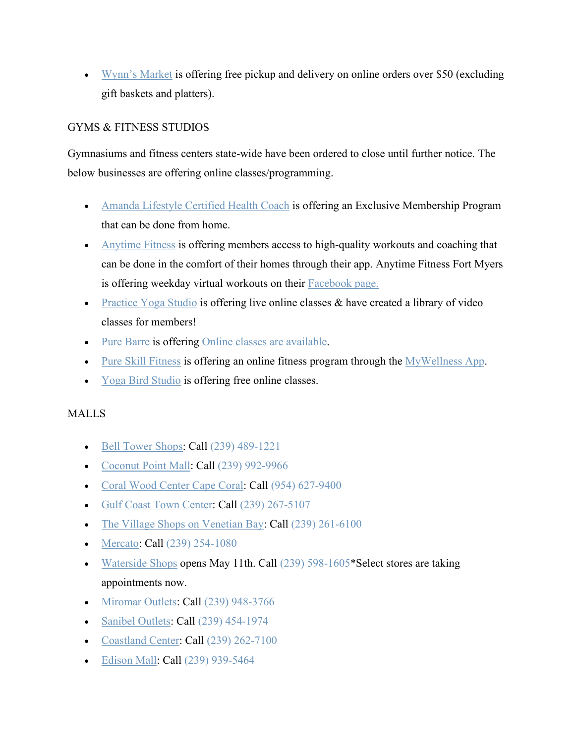- Wynn's Market is offering free pickup and delivery on online orders over $50 (excluding gift baskets and platters).

## GYMS & FITNESS STUDIOS

Gymnasiums and fitness centers state-wide have been ordered to close until further notice. The below businesses are offering online classes/programming.

- Amanda Lifestyle Certified Health Coach is offering an Exclusive Membership Program that can be done from home.
- Anytime Fitness is offering members access to high-quality workouts and coaching that can be done in the comfort of their homes through their app. Anytime Fitness Fort Myers is offering weekday virtual workouts on their Facebook page.
- Practice Yoga Studio is offering live online classes & have created a library of video classes for members!
- Pure Barre is offering Online classes are available.
- Pure Skill Fitness is offering an online fitness program through the MyWellness App.
- Yoga Bird Studio is offering free online classes.

## MALLS

- Bell Tower Shops: Call (239) 489-1221
- Coconut Point Mall: Call (239) 992-9966
- Coral Wood Center Cape Coral: Call (954) 627-9400
- Gulf Coast Town Center: Call (239) 267-5107
- The Village Shops on Venetian Bay: Call (239) 261-6100
- Mercato: Call (239) 254-1080
- Waterside Shops opens May 11th. Call (239) 598-1605*Select stores are taking appointments now.
- Miromar Outlets: Call (239) 948-3766
- Sanibel Outlets: Call (239) 454-1974
- Coastland Center: Call (239) 262-7100
- Edison Mall: Call (239) 939-5464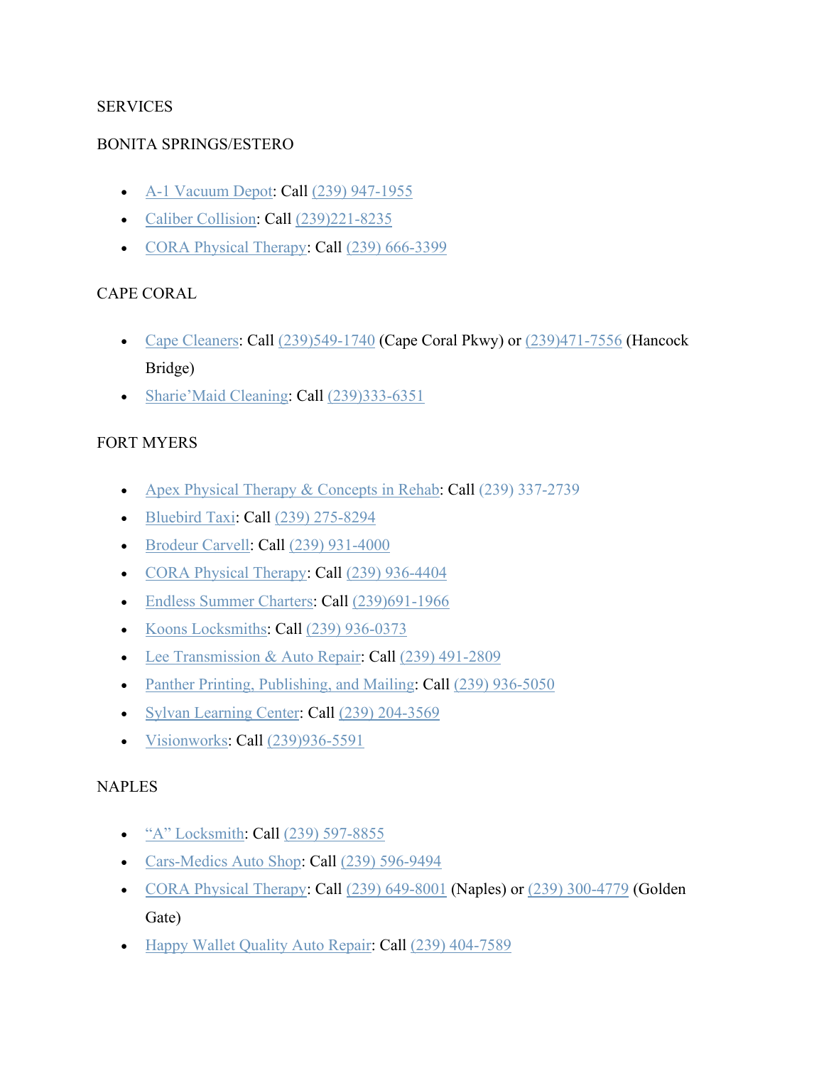SERVICES

BONITA SPRINGS/ESTERO

- A-1 Vacuum Depot: Call (239) 947-1955
- Caliber Collision: Call (239)221-8235
- CORA Physical Therapy: Call (239) 666-3399

CAPE CORAL

- Cape Cleaners: Call (239)549-1740 (Cape Coral Pkwy) or (239)471-7556 (Hancock Bridge)
- Sharie'Maid Cleaning: Call (239)333-6351

FORT MYERS

- Apex Physical Therapy & Concepts in Rehab: Call (239) 337-2739
- Bluebird Taxi: Call (239) 275-8294
- Brodeur Carvell: Call (239) 931-4000
- CORA Physical Therapy: Call (239) 936-4404
- Endless Summer Charters: Call (239)691-1966
- Koons Locksmiths: Call (239) 936-0373
- Lee Transmission & Auto Repair: Call (239) 491-2809
- Panther Printing, Publishing, and Mailing: Call (239) 936-5050
- Sylvan Learning Center: Call (239) 204-3569
- Visionworks: Call (239)936-5591

NAPLES

- "A" Locksmith: Call (239) 597-8855
- Cars-Medics Auto Shop: Call (239) 596-9494
- CORA Physical Therapy: Call (239) 649-8001 (Naples) or (239) 300-4779 (Golden Gate)
- Happy Wallet Quality Auto Repair: Call (239) 404-7589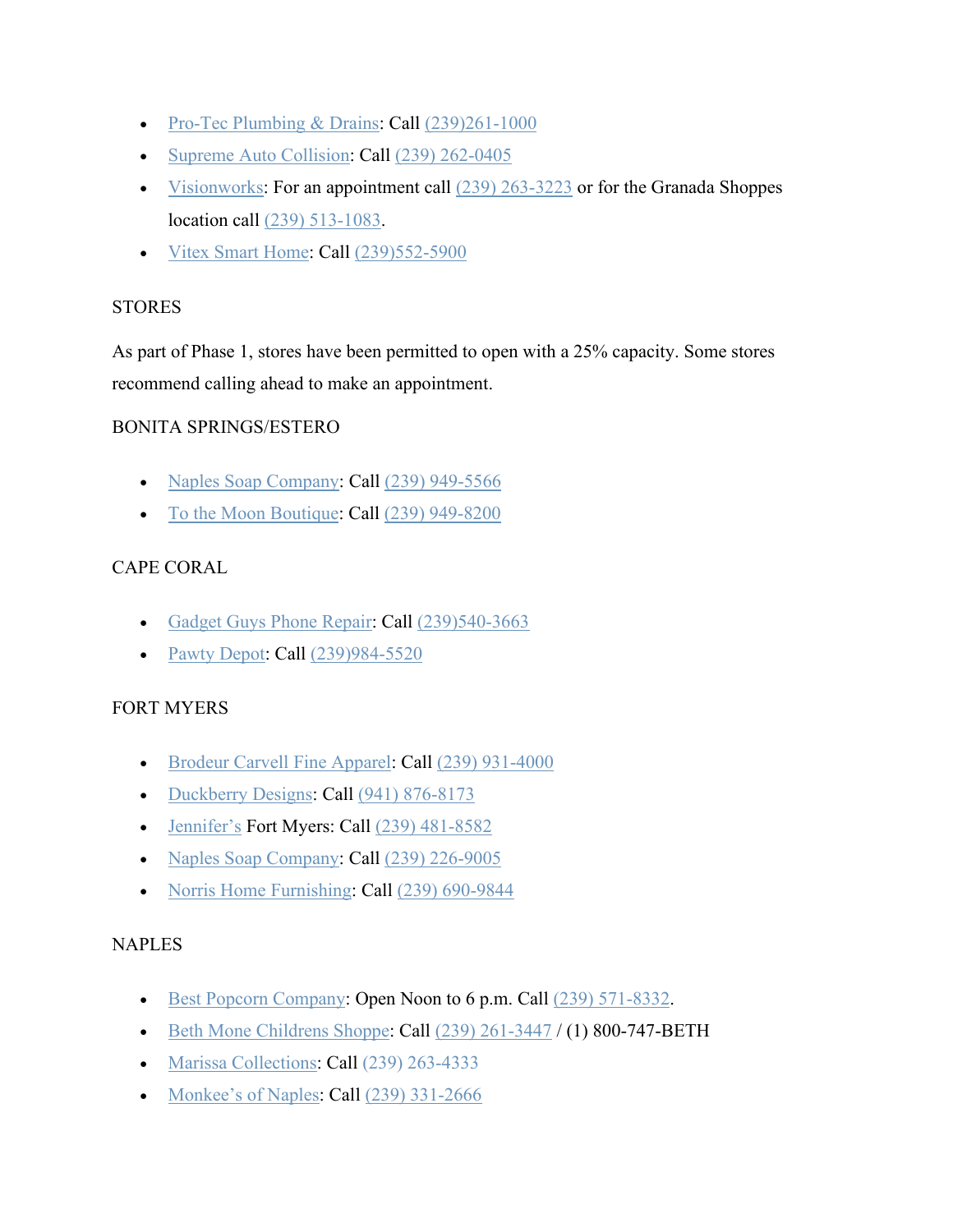- Pro-Tec Plumbing & Drains: Call (239)261-1000
- Supreme Auto Collision: Call (239) 262-0405
- Visionworks: For an appointment call (239) 263-3223 or for the Granada Shoppes location call (239) 513-1083.
- Vitex Smart Home: Call (239)552-5900

STORES

As part of Phase 1, stores have been permitted to open with a 25% capacity. Some stores recommend calling ahead to make an appointment.

BONITA SPRINGS/ESTERO

- Naples Soap Company: Call (239) 949-5566
- To the Moon Boutique: Call (239) 949-8200

CAPE CORAL

- Gadget Guys Phone Repair: Call (239)540-3663
- Pawty Depot: Call (239)984-5520

FORT MYERS

- Brodeur Carvell Fine Apparel: Call (239) 931-4000
- Duckberry Designs: Call (941) 876-8173
- Jennifer's Fort Myers: Call (239) 481-8582
- Naples Soap Company: Call (239) 226-9005
- Norris Home Furnishing: Call (239) 690-9844

NAPLES

- Best Popcorn Company: Open Noon to 6 p.m. Call (239) 571-8332.
- Beth Mone Childrens Shoppe: Call (239) 261-3447 / (1) 800-747-BETH
- Marissa Collections: Call (239) 263-4333
- Monkee's of Naples: Call (239) 331-2666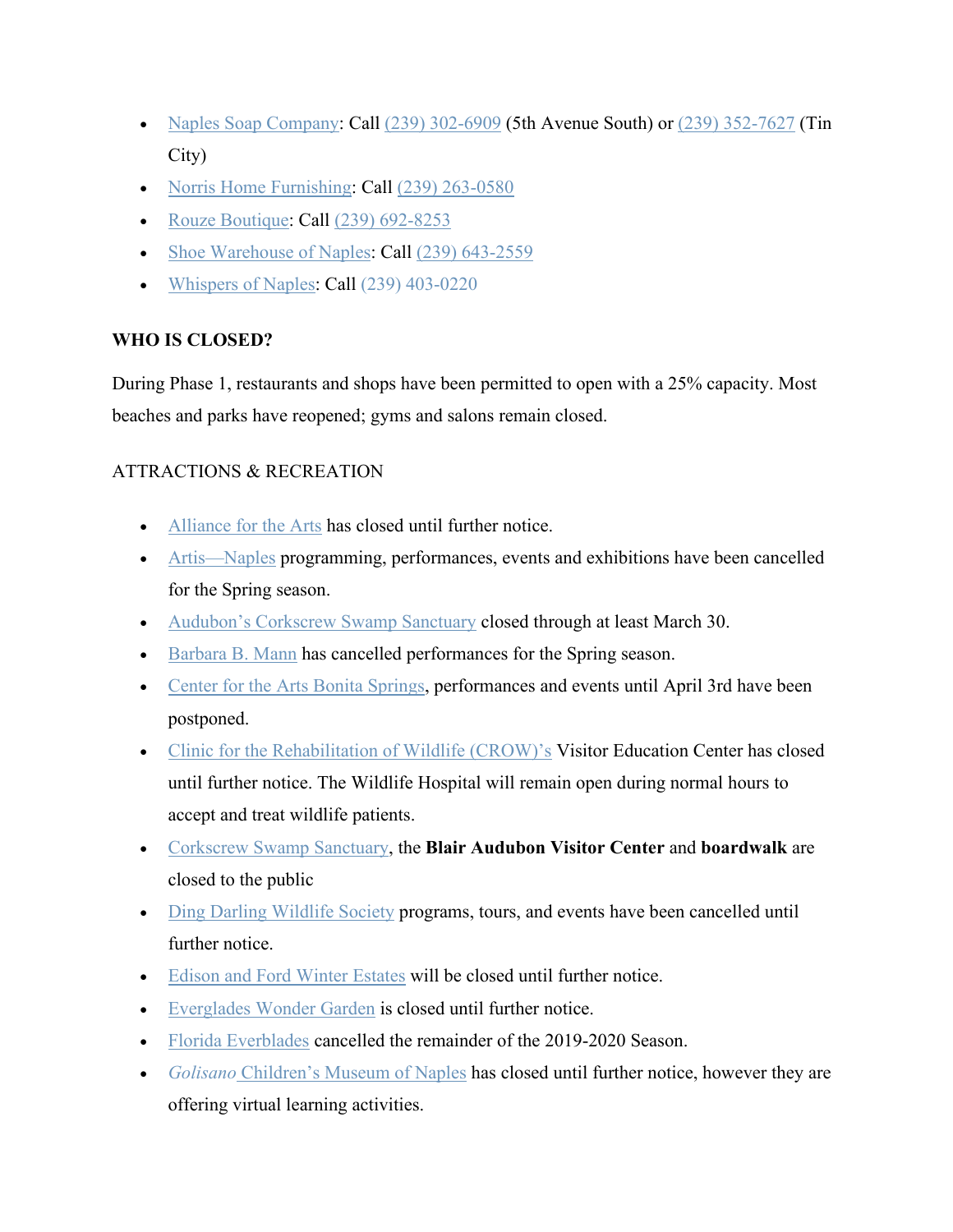- Naples Soap Company: Call (239) 302-6909 (5th Avenue South) or (239) 352-7627 (Tin City)
- Norris Home Furnishing: Call (239) 263-0580
- Rouze Boutique: Call (239) 692-8253
- Shoe Warehouse of Naples: Call (239) 643-2559
- Whispers of Naples: Call (239) 403-0220

**WHO IS CLOSED?**

During Phase 1, restaurants and shops have been permitted to open with a 25% capacity. Most beaches and parks have reopened; gyms and salons remain closed.

ATTRACTIONS & RECREATION

- Alliance for the Arts has closed until further notice.
- Artis—Naples programming, performances, events and exhibitions have been cancelled for the Spring season.
- Audubon's Corkscrew Swamp Sanctuary closed through at least March 30.
- Barbara B. Mann has cancelled performances for the Spring season.
- Center for the Arts Bonita Springs, performances and events until April 3rd have been postponed.
- Clinic for the Rehabilitation of Wildlife (CROW)'s Visitor Education Center has closed until further notice. The Wildlife Hospital will remain open during normal hours to accept and treat wildlife patients.
- Corkscrew Swamp Sanctuary, the **Blair Audubon Visitor Center** and **boardwalk** are closed to the public
- Ding Darling Wildlife Society programs, tours, and events have been cancelled until further notice.
- Edison and Ford Winter Estates will be closed until further notice.
- Everglades Wonder Garden is closed until further notice.
- Florida Everblades cancelled the remainder of the 2019-2020 Season.
- *Golisano* Children's Museum of Naples has closed until further notice, however they are offering virtual learning activities.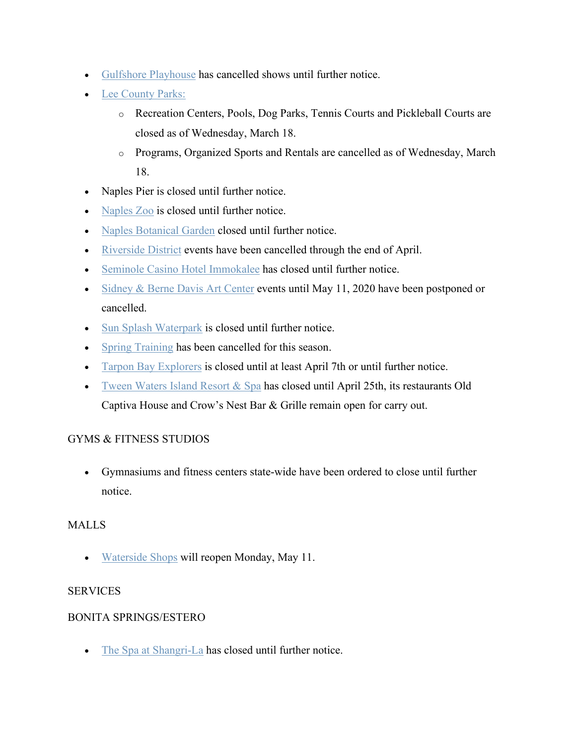- Gulfshore Playhouse has cancelled shows until further notice.
- Lee County Parks:
  - Recreation Centers, Pools, Dog Parks, Tennis Courts and Pickleball Courts are closed as of Wednesday, March 18.
  - Programs, Organized Sports and Rentals are cancelled as of Wednesday, March 18.
- Naples Pier is closed until further notice.
- Naples Zoo is closed until further notice.
- Naples Botanical Garden closed until further notice.
- Riverside District events have been cancelled through the end of April.
- Seminole Casino Hotel Immokalee has closed until further notice.
- Sidney & Berne Davis Art Center events until May 11, 2020 have been postponed or cancelled.
- Sun Splash Waterpark is closed until further notice.
- Spring Training has been cancelled for this season.
- Tarpon Bay Explorers is closed until at least April 7th or until further notice.
- Tween Waters Island Resort & Spa has closed until April 25th, its restaurants Old Captiva House and Crow's Nest Bar & Grille remain open for carry out.

GYMS & FITNESS STUDIOS

- Gymnasiums and fitness centers state-wide have been ordered to close until further notice.

MALLS

- Waterside Shops will reopen Monday, May 11.

SERVICES

BONITA SPRINGS/ESTERO

- The Spa at Shangri-La has closed until further notice.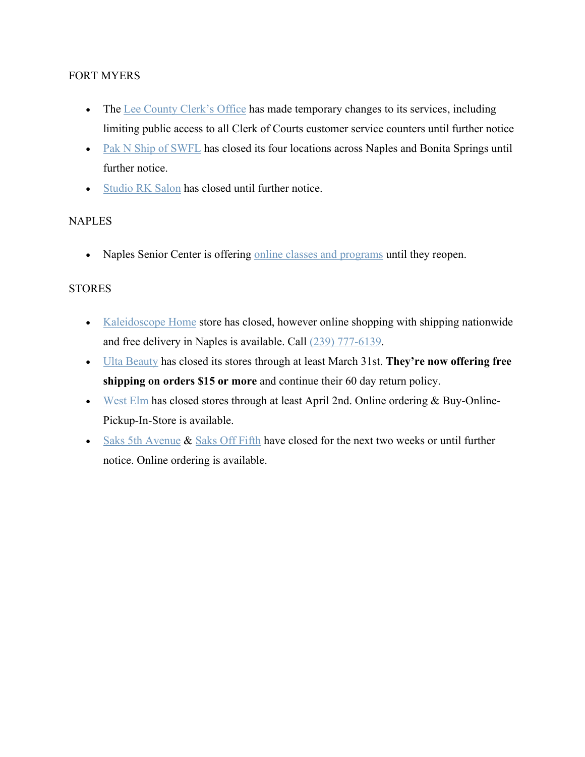FORT MYERS

- The Lee County Clerk's Office has made temporary changes to its services, including limiting public access to all Clerk of Courts customer service counters until further notice
- Pak N Ship of SWFL has closed its four locations across Naples and Bonita Springs until further notice.
- Studio RK Salon has closed until further notice.

NAPLES

- Naples Senior Center is offering online classes and programs until they reopen.

STORES

- Kaleidoscope Home store has closed, however online shopping with shipping nationwide and free delivery in Naples is available. Call (239) 777-6139.
- Ulta Beauty has closed its stores through at least March 31st. **They're now offering free shipping on orders $15 or more** and continue their 60 day return policy.
- West Elm has closed stores through at least April 2nd. Online ordering & Buy-Online-Pickup-In-Store is available.
- Saks 5th Avenue & Saks Off Fifth have closed for the next two weeks or until further notice. Online ordering is available.